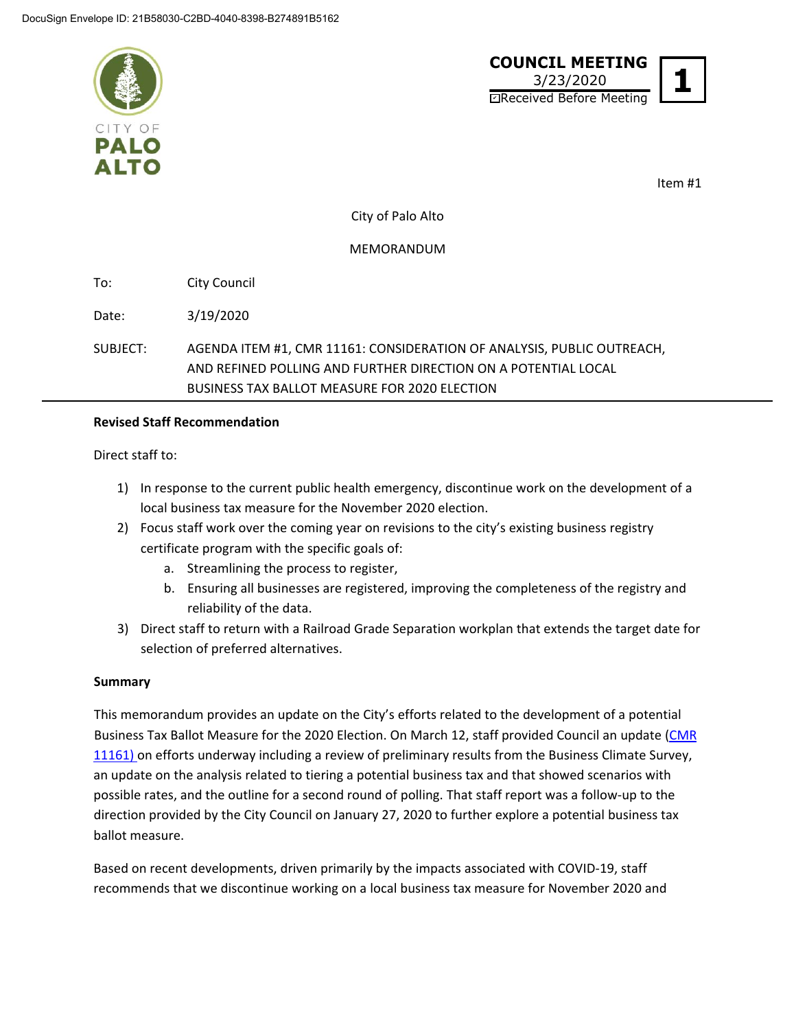DocuSign Envelope ID: 21B58030-C2BD-4040-8398-B274891B5162

CITY OF PALO ALTO

**COUNCIL MEETING**
3/23/2020
☑Received Before Meeting

**1**

Item #1

City of Palo Alto

MEMORANDUM

To: City Council

Date: 3/19/2020

SUBJECT: AGENDA ITEM #1, CMR 11161: CONSIDERATION OF ANALYSIS, PUBLIC OUTREACH, AND REFINED POLLING AND FURTHER DIRECTION ON A POTENTIAL LOCAL BUSINESS TAX BALLOT MEASURE FOR 2020 ELECTION

---

**Revised Staff Recommendation**

Direct staff to:

1) In response to the current public health emergency, discontinue work on the development of a local business tax measure for the November 2020 election.
2) Focus staff work over the coming year on revisions to the city's existing business registry certificate program with the specific goals of:
   a. Streamlining the process to register,
   b. Ensuring all businesses are registered, improving the completeness of the registry and reliability of the data.
3) Direct staff to return with a Railroad Grade Separation workplan that extends the target date for selection of preferred alternatives.

**Summary**

This memorandum provides an update on the City's efforts related to the development of a potential Business Tax Ballot Measure for the 2020 Election. On March 12, staff provided Council an update (CMR 11161) on efforts underway including a review of preliminary results from the Business Climate Survey, an update on the analysis related to tiering a potential business tax and that showed scenarios with possible rates, and the outline for a second round of polling. That staff report was a follow-up to the direction provided by the City Council on January 27, 2020 to further explore a potential business tax ballot measure.

Based on recent developments, driven primarily by the impacts associated with COVID-19, staff recommends that we discontinue working on a local business tax measure for November 2020 and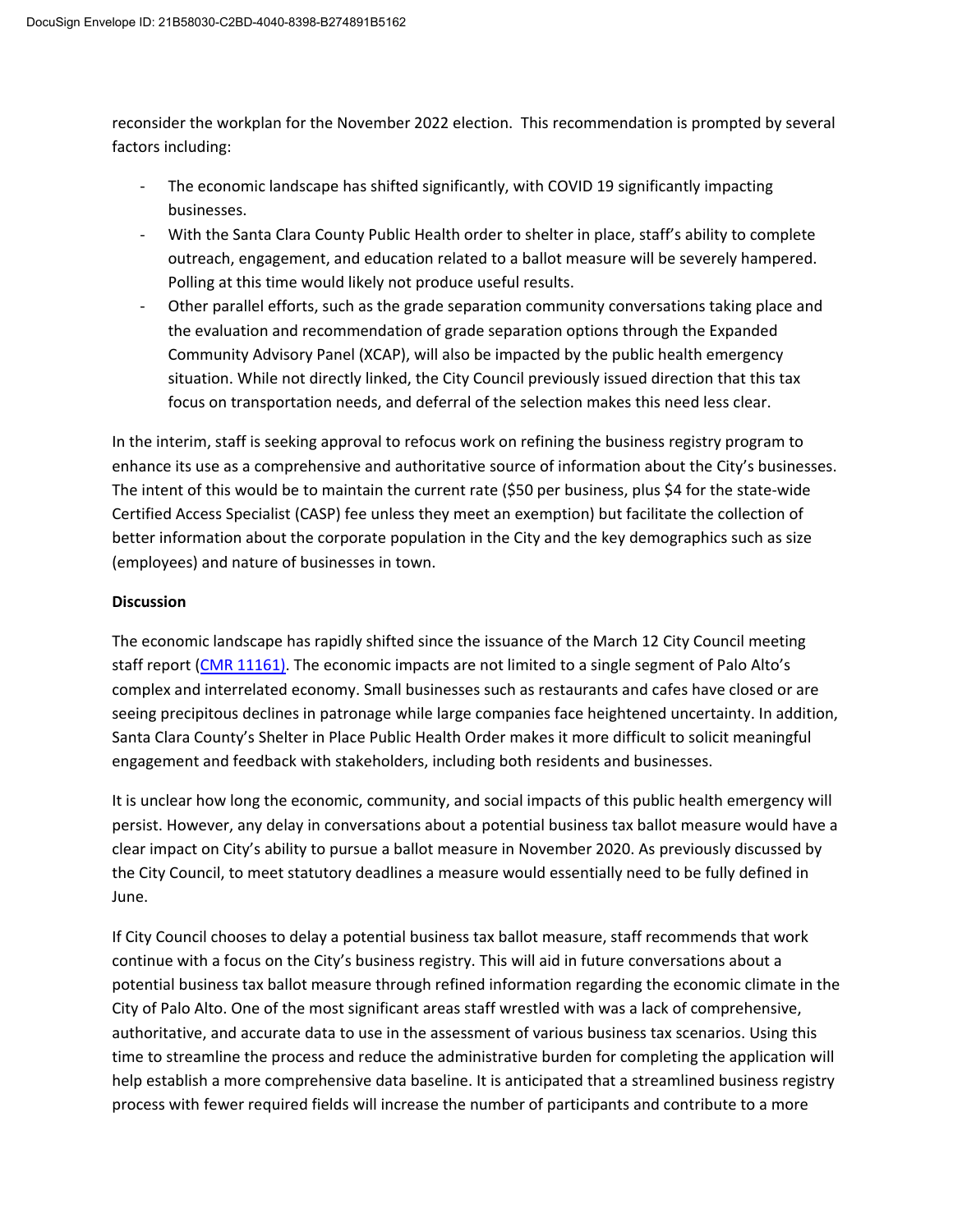reconsider the workplan for the November 2022 election. This recommendation is prompted by several factors including:

- The economic landscape has shifted significantly, with COVID 19 significantly impacting businesses.
- With the Santa Clara County Public Health order to shelter in place, staff's ability to complete outreach, engagement, and education related to a ballot measure will be severely hampered. Polling at this time would likely not produce useful results.
- Other parallel efforts, such as the grade separation community conversations taking place and the evaluation and recommendation of grade separation options through the Expanded Community Advisory Panel (XCAP), will also be impacted by the public health emergency situation. While not directly linked, the City Council previously issued direction that this tax focus on transportation needs, and deferral of the selection makes this need less clear.

In the interim, staff is seeking approval to refocus work on refining the business registry program to enhance its use as a comprehensive and authoritative source of information about the City's businesses. The intent of this would be to maintain the current rate ($50 per business, plus $4 for the state-wide Certified Access Specialist (CASP) fee unless they meet an exemption) but facilitate the collection of better information about the corporate population in the City and the key demographics such as size (employees) and nature of businesses in town.

**Discussion**

The economic landscape has rapidly shifted since the issuance of the March 12 City Council meeting staff report (CMR 11161). The economic impacts are not limited to a single segment of Palo Alto's complex and interrelated economy. Small businesses such as restaurants and cafes have closed or are seeing precipitous declines in patronage while large companies face heightened uncertainty. In addition, Santa Clara County's Shelter in Place Public Health Order makes it more difficult to solicit meaningful engagement and feedback with stakeholders, including both residents and businesses.

It is unclear how long the economic, community, and social impacts of this public health emergency will persist. However, any delay in conversations about a potential business tax ballot measure would have a clear impact on City's ability to pursue a ballot measure in November 2020. As previously discussed by the City Council, to meet statutory deadlines a measure would essentially need to be fully defined in June.

If City Council chooses to delay a potential business tax ballot measure, staff recommends that work continue with a focus on the City's business registry. This will aid in future conversations about a potential business tax ballot measure through refined information regarding the economic climate in the City of Palo Alto. One of the most significant areas staff wrestled with was a lack of comprehensive, authoritative, and accurate data to use in the assessment of various business tax scenarios. Using this time to streamline the process and reduce the administrative burden for completing the application will help establish a more comprehensive data baseline. It is anticipated that a streamlined business registry process with fewer required fields will increase the number of participants and contribute to a more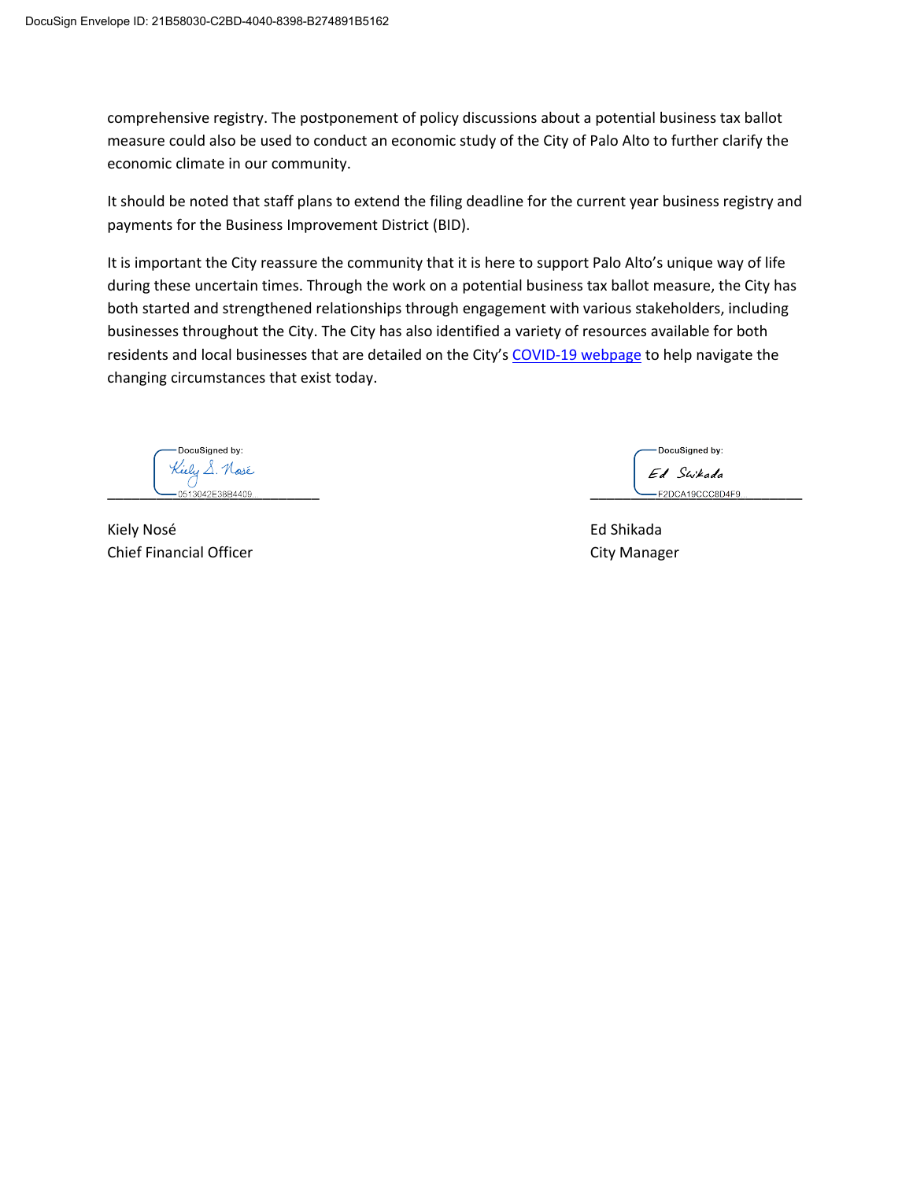comprehensive registry. The postponement of policy discussions about a potential business tax ballot measure could also be used to conduct an economic study of the City of Palo Alto to further clarify the economic climate in our community.

It should be noted that staff plans to extend the filing deadline for the current year business registry and payments for the Business Improvement District (BID).

It is important the City reassure the community that it is here to support Palo Alto's unique way of life during these uncertain times. Through the work on a potential business tax ballot measure, the City has both started and strengthened relationships through engagement with various stakeholders, including businesses throughout the City. The City has also identified a variety of resources available for both residents and local businesses that are detailed on the City's COVID-19 webpage to help navigate the changing circumstances that exist today.

DocuSigned by:
Kiely S. Nosé
0513042E38B4409...

Kiely Nosé
Chief Financial Officer

DocuSigned by:
Ed Shikada
F2DCA19CCC8D4F9...

Ed Shikada
City Manager